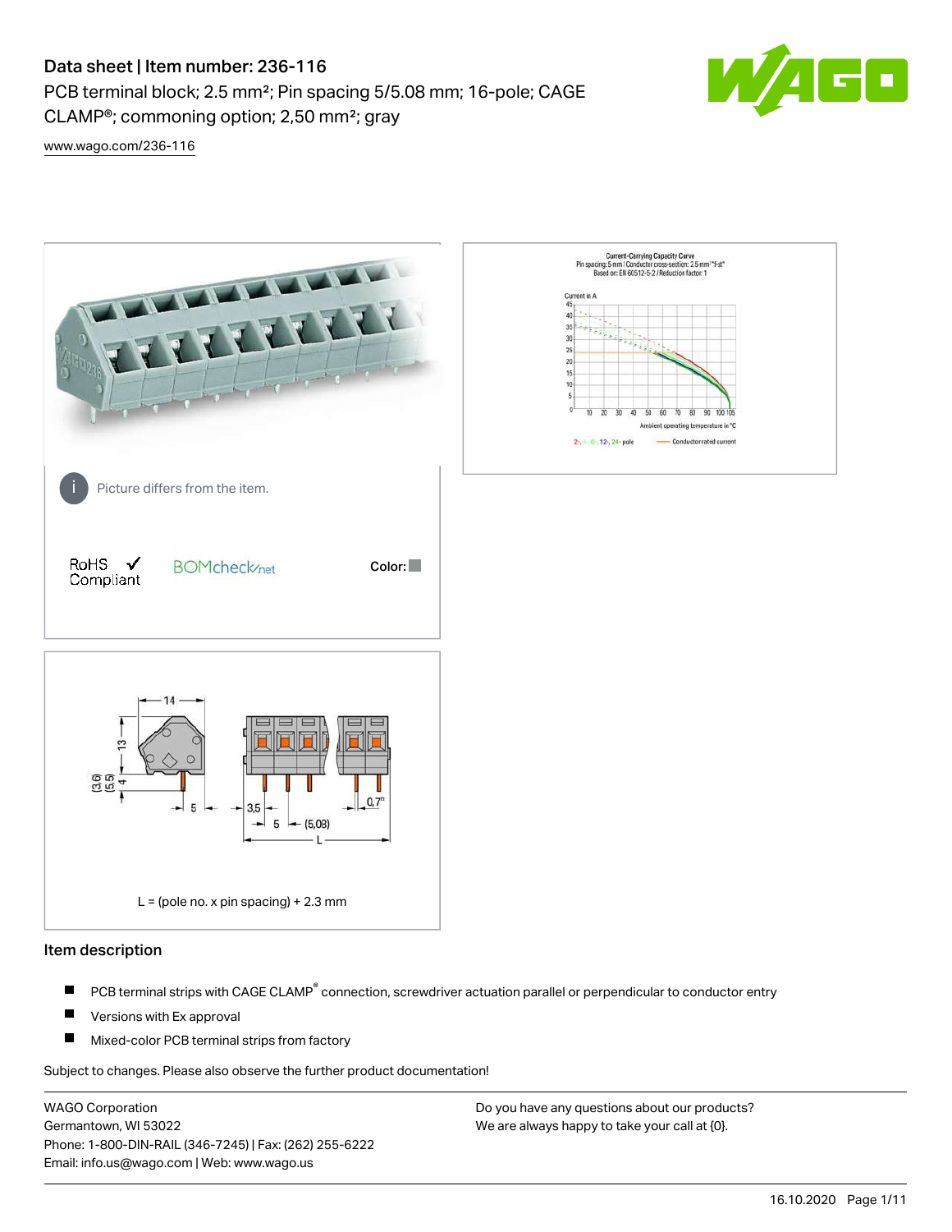# Data sheet | Item number: 236-116

PCB terminal block; 2.5 mm²; Pin spacing 5/5.08 mm; 16-pole; CAGE CLAMP®; commoning option; 2,50 mm²; gray

www.wago.com/236-116

Picture differs from the item.

RoHS ✓ Compliant

BOMcheck.net

Color:

L = (pole no. x pin spacing) + 2.3 mm

## Item description

- PCB terminal strips with CAGE CLAMP® connection, screwdriver actuation parallel or perpendicular to conductor entry
- Versions with Ex approval
- Mixed-color PCB terminal strips from factory

Subject to changes. Please also observe the further product documentation!

WAGO Corporation
Germantown, WI 53022
Phone: 1-800-DIN-RAIL (346-7245) | Fax: (262) 255-6222
Email: info.us@wago.com | Web: www.wago.us

Do you have any questions about our products?
We are always happy to take your call at {0}.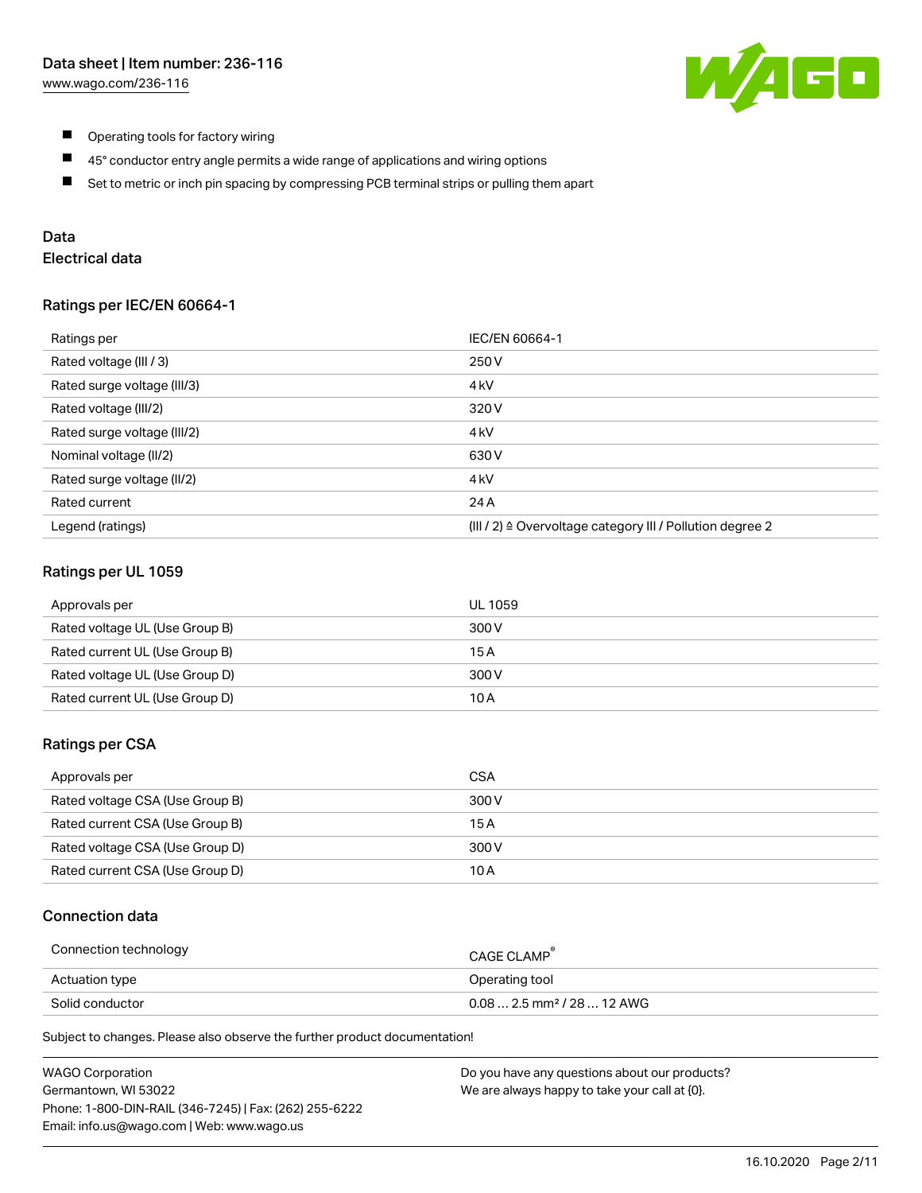- Operating tools for factory wiring
- 45° conductor entry angle permits a wide range of applications and wiring options
- Set to metric or inch pin spacing by compressing PCB terminal strips or pulling them apart

## Data

### Electrical data

#### Ratings per IEC/EN 60664-1

| Ratings per | IEC/EN 60664-1 |
| --- | --- |
| Rated voltage (III / 3) | 250 V |
| Rated surge voltage (III/3) | 4 kV |
| Rated voltage (III/2) | 320 V |
| Rated surge voltage (III/2) | 4 kV |
| Nominal voltage (II/2) | 630 V |
| Rated surge voltage (II/2) | 4 kV |
| Rated current | 24 A |
| Legend (ratings) | (III / 2) ≙ Overvoltage category III / Pollution degree 2 |

#### Ratings per UL 1059

| Approvals per | UL 1059 |
| --- | --- |
| Rated voltage UL (Use Group B) | 300 V |
| Rated current UL (Use Group B) | 15 A |
| Rated voltage UL (Use Group D) | 300 V |
| Rated current UL (Use Group D) | 10 A |

#### Ratings per CSA

| Approvals per | CSA |
| --- | --- |
| Rated voltage CSA (Use Group B) | 300 V |
| Rated current CSA (Use Group B) | 15 A |
| Rated voltage CSA (Use Group D) | 300 V |
| Rated current CSA (Use Group D) | 10 A |

### Connection data

| Connection technology | CAGE CLAMP® |
| --- | --- |
| Actuation type | Operating tool |
| Solid conductor | 0.08 … 2.5 mm² / 28 … 12 AWG |

Subject to changes. Please also observe the further product documentation!

WAGO Corporation
Germantown, WI 53022
Phone: 1-800-DIN-RAIL (346-7245) | Fax: (262) 255-6222
Email: info.us@wago.com | Web: www.wago.us

Do you have any questions about our products?
We are always happy to take your call at {0}.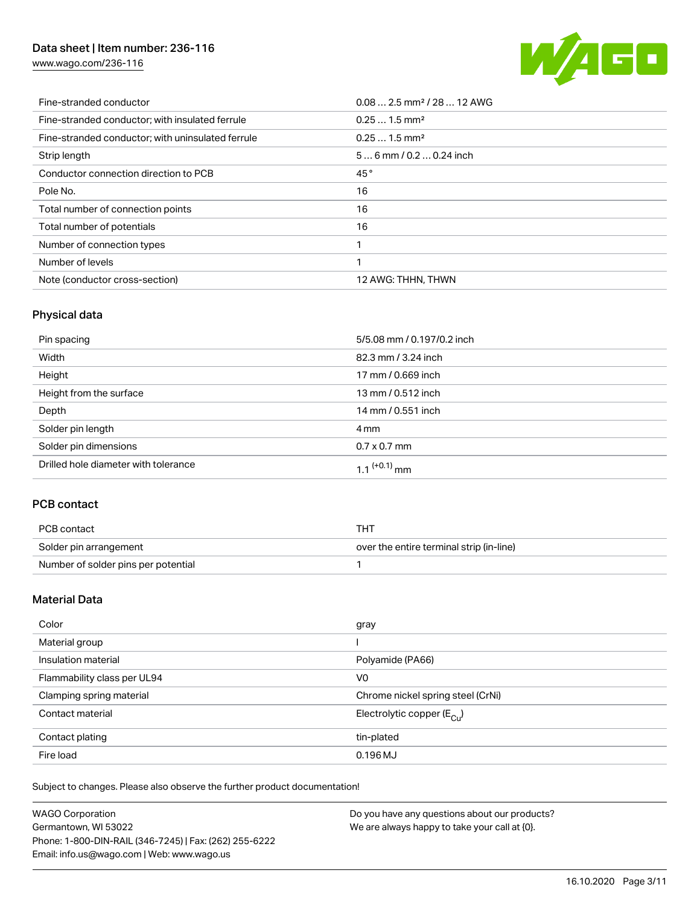| | |
|---|---|
| Fine-stranded conductor | 0.08 … 2.5 mm² / 28 … 12 AWG |
| Fine-stranded conductor; with insulated ferrule | 0.25 … 1.5 mm² |
| Fine-stranded conductor; with uninsulated ferrule | 0.25 … 1.5 mm² |
| Strip length | 5 … 6 mm / 0.2 … 0.24 inch |
| Conductor connection direction to PCB | 45 ° |
| Pole No. | 16 |
| Total number of connection points | 16 |
| Total number of potentials | 16 |
| Number of connection types | 1 |
| Number of levels | 1 |
| Note (conductor cross-section) | 12 AWG: THHN, THWN |

## Physical data

| | |
|---|---|
| Pin spacing | 5/5.08 mm / 0.197/0.2 inch |
| Width | 82.3 mm / 3.24 inch |
| Height | 17 mm / 0.669 inch |
| Height from the surface | 13 mm / 0.512 inch |
| Depth | 14 mm / 0.551 inch |
| Solder pin length | 4 mm |
| Solder pin dimensions | 0.7 x 0.7 mm |
| Drilled hole diameter with tolerance | $1.1^{(+0.1)}$ mm |

## PCB contact

| | |
|---|---|
| PCB contact | THT |
| Solder pin arrangement | over the entire terminal strip (in-line) |
| Number of solder pins per potential | 1 |

## Material Data

| | |
|---|---|
| Color | gray |
| Material group | I |
| Insulation material | Polyamide (PA66) |
| Flammability class per UL94 | V0 |
| Clamping spring material | Chrome nickel spring steel (CrNi) |
| Contact material | Electrolytic copper ($E_{Cu}$) |
| Contact plating | tin-plated |
| Fire load | 0.196 MJ |

Subject to changes. Please also observe the further product documentation!

WAGO Corporation
Germantown, WI 53022
Phone: 1-800-DIN-RAIL (346-7245) | Fax: (262) 255-6222
Email: info.us@wago.com | Web: www.wago.us

Do you have any questions about our products?
We are always happy to take your call at {0}.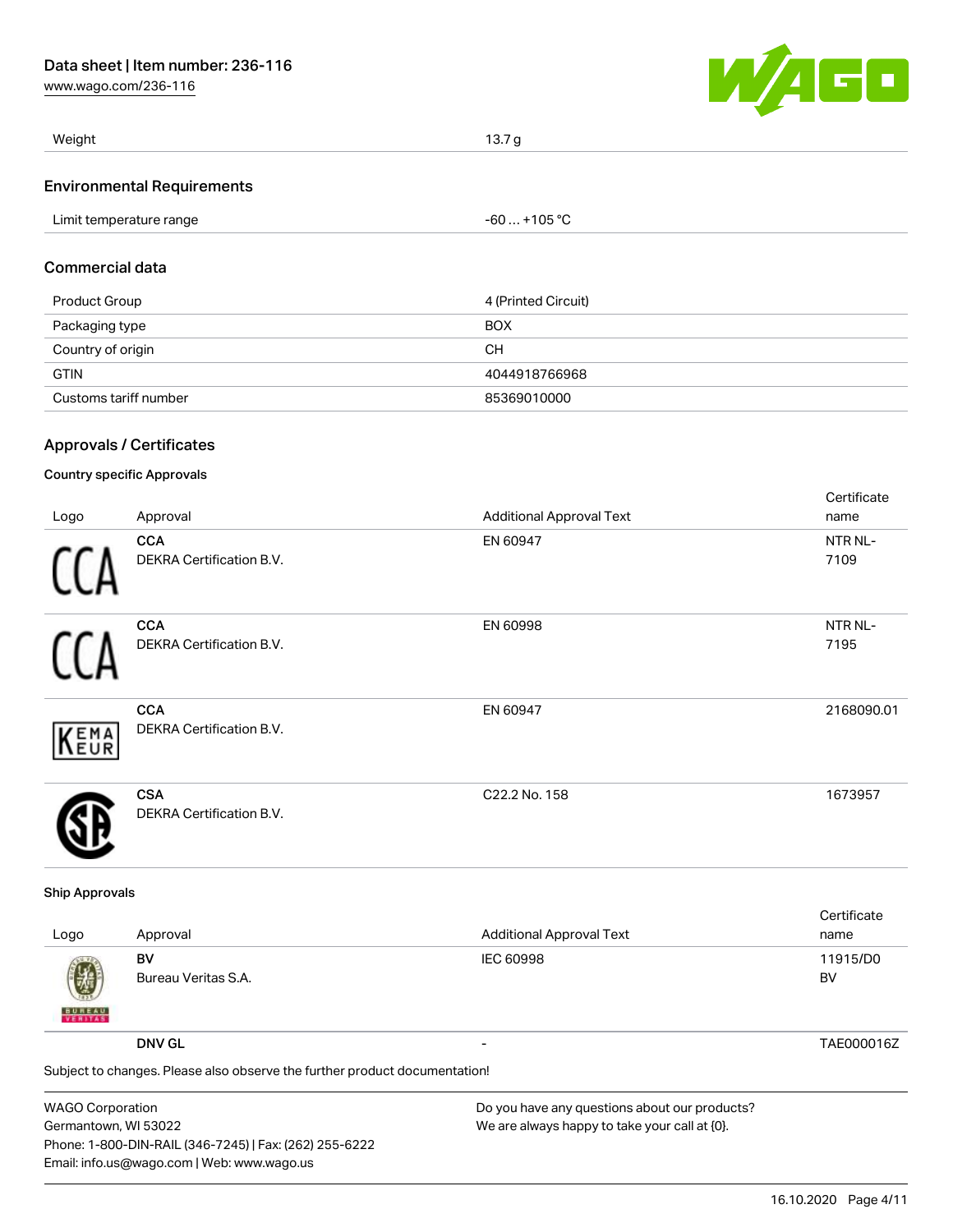| Weight | 13.7 g |
| --- | --- |

## Environmental Requirements

| Limit temperature range | -60 … +105 °C |
| --- | --- |

## Commercial data

| Product Group | 4 (Printed Circuit) |
| --- | --- |
| Packaging type | BOX |
| Country of origin | CH |
| GTIN | 4044918766968 |
| Customs tariff number | 85369010000 |

## Approvals / Certificates

### Country specific Approvals

| Logo | Approval | Additional Approval Text | Certificate name |
| --- | --- | --- | --- |
| | **CCA** DEKRA Certification B.V. | EN 60947 | NTR NL-7109 |
| | **CCA** DEKRA Certification B.V. | EN 60998 | NTR NL-7195 |
| | **CCA** DEKRA Certification B.V. | EN 60947 | 2168090.01 |
| | **CSA** DEKRA Certification B.V. | C22.2 No. 158 | 1673957 |

### Ship Approvals

| Logo | Approval | Additional Approval Text | Certificate name |
| --- | --- | --- | --- |
| | **BV** Bureau Veritas S.A. | IEC 60998 | 11915/D0 BV |
| | **DNV GL** | - | TAE000016Z |

Subject to changes. Please also observe the further product documentation!

WAGO Corporation
Germantown, WI 53022
Phone: 1-800-DIN-RAIL (346-7245) | Fax: (262) 255-6222
Email: info.us@wago.com | Web: www.wago.us

Do you have any questions about our products?
We are always happy to take your call at {0}.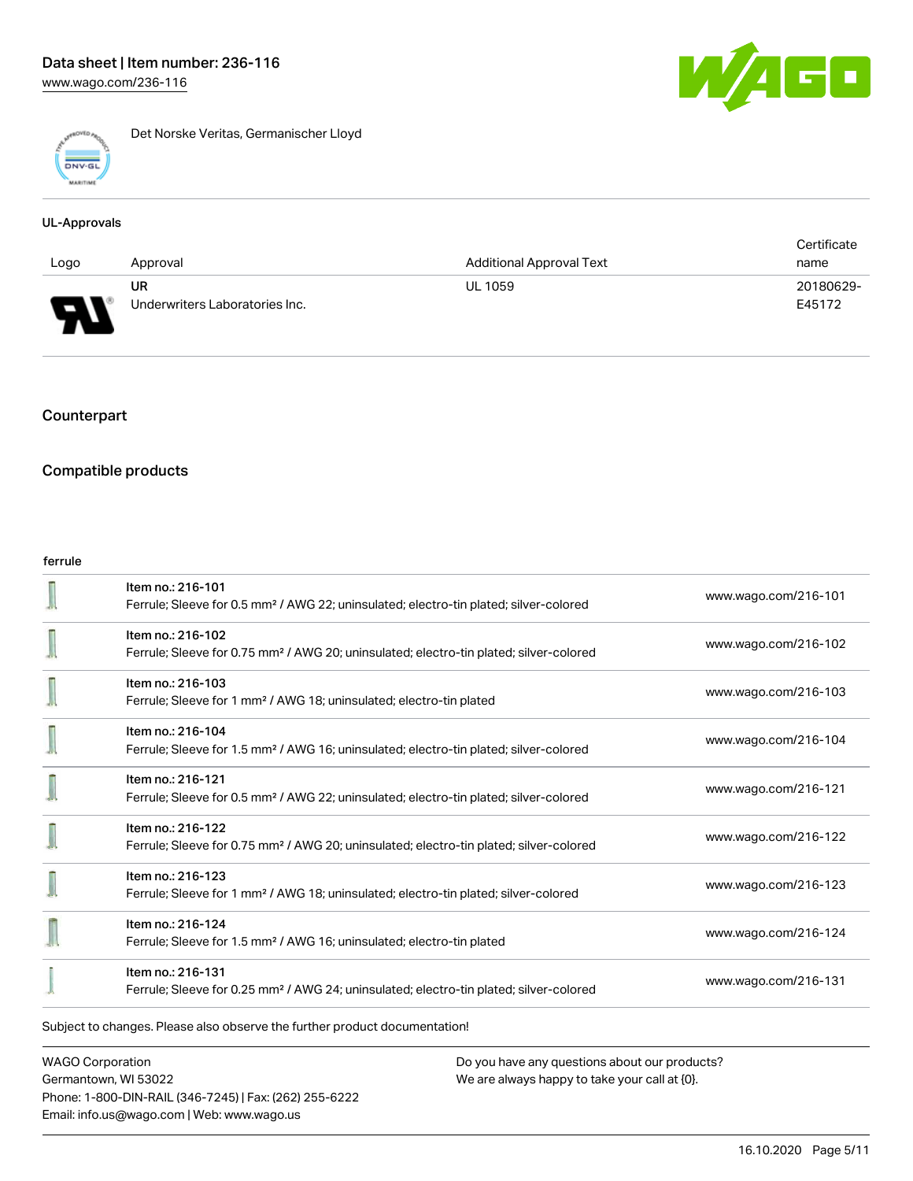Det Norske Veritas, Germanischer Lloyd

## UL-Approvals

| Logo | Approval | Additional Approval Text | Certificate name |
| --- | --- | --- | --- |
| | UR<br>Underwriters Laboratories Inc. | UL 1059 | 20180629-E45172 |

## Counterpart

## Compatible products

### ferrule

| | | |
| --- | --- | --- |
| | Item no.: 216-101<br>Ferrule; Sleeve for 0.5 mm² / AWG 22; uninsulated; electro-tin plated; silver-colored | www.wago.com/216-101 |
| | Item no.: 216-102<br>Ferrule; Sleeve for 0.75 mm² / AWG 20; uninsulated; electro-tin plated; silver-colored | www.wago.com/216-102 |
| | Item no.: 216-103<br>Ferrule; Sleeve for 1 mm² / AWG 18; uninsulated; electro-tin plated | www.wago.com/216-103 |
| | Item no.: 216-104<br>Ferrule; Sleeve for 1.5 mm² / AWG 16; uninsulated; electro-tin plated; silver-colored | www.wago.com/216-104 |
| | Item no.: 216-121<br>Ferrule; Sleeve for 0.5 mm² / AWG 22; uninsulated; electro-tin plated; silver-colored | www.wago.com/216-121 |
| | Item no.: 216-122<br>Ferrule; Sleeve for 0.75 mm² / AWG 20; uninsulated; electro-tin plated; silver-colored | www.wago.com/216-122 |
| | Item no.: 216-123<br>Ferrule; Sleeve for 1 mm² / AWG 18; uninsulated; electro-tin plated; silver-colored | www.wago.com/216-123 |
| | Item no.: 216-124<br>Ferrule; Sleeve for 1.5 mm² / AWG 16; uninsulated; electro-tin plated | www.wago.com/216-124 |
| | Item no.: 216-131<br>Ferrule; Sleeve for 0.25 mm² / AWG 24; uninsulated; electro-tin plated; silver-colored | www.wago.com/216-131 |

Subject to changes. Please also observe the further product documentation!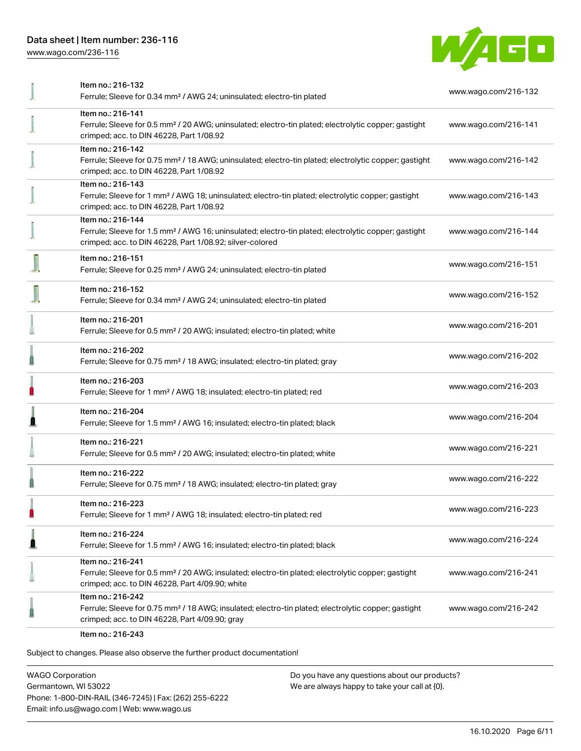| Item | URL |
| --- | --- |
| Item no.: 216-132<br>Ferrule; Sleeve for 0.34 mm² / AWG 24; uninsulated; electro-tin plated | www.wago.com/216-132 |
| Item no.: 216-141<br>Ferrule; Sleeve for 0.5 mm² / 20 AWG; uninsulated; electro-tin plated; electrolytic copper; gastight crimped; acc. to DIN 46228, Part 1/08.92 | www.wago.com/216-141 |
| Item no.: 216-142<br>Ferrule; Sleeve for 0.75 mm² / 18 AWG; uninsulated; electro-tin plated; electrolytic copper; gastight crimped; acc. to DIN 46228, Part 1/08.92 | www.wago.com/216-142 |
| Item no.: 216-143<br>Ferrule; Sleeve for 1 mm² / AWG 18; uninsulated; electro-tin plated; electrolytic copper; gastight crimped; acc. to DIN 46228, Part 1/08.92 | www.wago.com/216-143 |
| Item no.: 216-144<br>Ferrule; Sleeve for 1.5 mm² / AWG 16; uninsulated; electro-tin plated; electrolytic copper; gastight crimped; acc. to DIN 46228, Part 1/08.92; silver-colored | www.wago.com/216-144 |
| Item no.: 216-151<br>Ferrule; Sleeve for 0.25 mm² / AWG 24; uninsulated; electro-tin plated | www.wago.com/216-151 |
| Item no.: 216-152<br>Ferrule; Sleeve for 0.34 mm² / AWG 24; uninsulated; electro-tin plated | www.wago.com/216-152 |
| Item no.: 216-201<br>Ferrule; Sleeve for 0.5 mm² / 20 AWG; insulated; electro-tin plated; white | www.wago.com/216-201 |
| Item no.: 216-202<br>Ferrule; Sleeve for 0.75 mm² / 18 AWG; insulated; electro-tin plated; gray | www.wago.com/216-202 |
| Item no.: 216-203<br>Ferrule; Sleeve for 1 mm² / AWG 18; insulated; electro-tin plated; red | www.wago.com/216-203 |
| Item no.: 216-204<br>Ferrule; Sleeve for 1.5 mm² / AWG 16; insulated; electro-tin plated; black | www.wago.com/216-204 |
| Item no.: 216-221<br>Ferrule; Sleeve for 0.5 mm² / 20 AWG; insulated; electro-tin plated; white | www.wago.com/216-221 |
| Item no.: 216-222<br>Ferrule; Sleeve for 0.75 mm² / 18 AWG; insulated; electro-tin plated; gray | www.wago.com/216-222 |
| Item no.: 216-223<br>Ferrule; Sleeve for 1 mm² / AWG 18; insulated; electro-tin plated; red | www.wago.com/216-223 |
| Item no.: 216-224<br>Ferrule; Sleeve for 1.5 mm² / AWG 16; insulated; electro-tin plated; black | www.wago.com/216-224 |
| Item no.: 216-241<br>Ferrule; Sleeve for 0.5 mm² / 20 AWG; insulated; electro-tin plated; electrolytic copper; gastight crimped; acc. to DIN 46228, Part 4/09.90; white | www.wago.com/216-241 |
| Item no.: 216-242<br>Ferrule; Sleeve for 0.75 mm² / 18 AWG; insulated; electro-tin plated; electrolytic copper; gastight crimped; acc. to DIN 46228, Part 4/09.90; gray | www.wago.com/216-242 |
| Item no.: 216-243 | |

Subject to changes. Please also observe the further product documentation!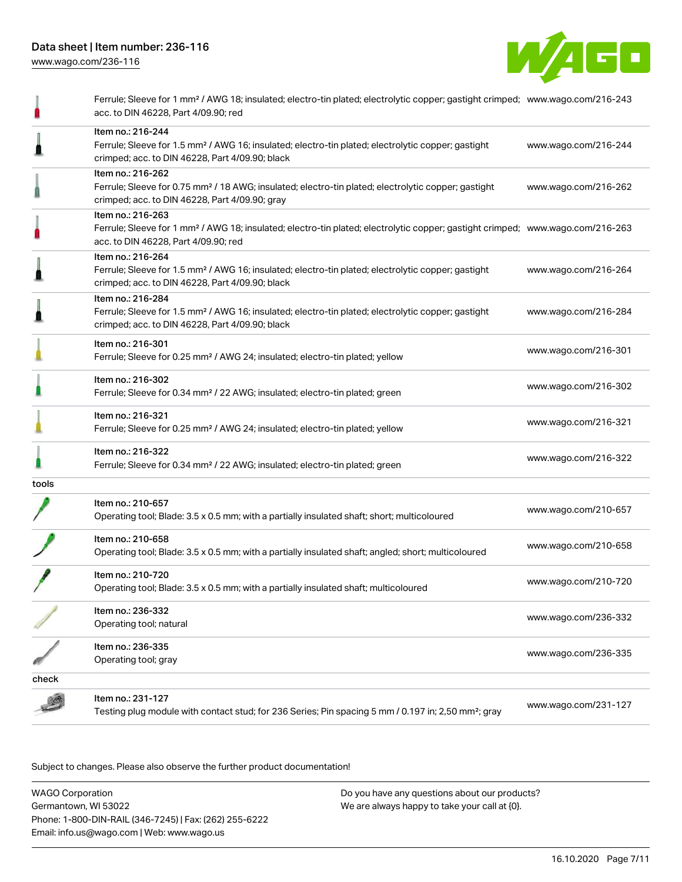| | | |
|---|---|---|
| | Ferrule; Sleeve for 1 mm² / AWG 18; insulated; electro-tin plated; electrolytic copper; gastight crimped; acc. to DIN 46228, Part 4/09.90; red | www.wago.com/216-243 |
| | Item no.: 216-244<br>Ferrule; Sleeve for 1.5 mm² / AWG 16; insulated; electro-tin plated; electrolytic copper; gastight crimped; acc. to DIN 46228, Part 4/09.90; black | www.wago.com/216-244 |
| | Item no.: 216-262<br>Ferrule; Sleeve for 0.75 mm² / 18 AWG; insulated; electro-tin plated; electrolytic copper; gastight crimped; acc. to DIN 46228, Part 4/09.90; gray | www.wago.com/216-262 |
| | Item no.: 216-263<br>Ferrule; Sleeve for 1 mm² / AWG 18; insulated; electro-tin plated; electrolytic copper; gastight crimped; acc. to DIN 46228, Part 4/09.90; red | www.wago.com/216-263 |
| | Item no.: 216-264<br>Ferrule; Sleeve for 1.5 mm² / AWG 16; insulated; electro-tin plated; electrolytic copper; gastight crimped; acc. to DIN 46228, Part 4/09.90; black | www.wago.com/216-264 |
| | Item no.: 216-284<br>Ferrule; Sleeve for 1.5 mm² / AWG 16; insulated; electro-tin plated; electrolytic copper; gastight crimped; acc. to DIN 46228, Part 4/09.90; black | www.wago.com/216-284 |
| | Item no.: 216-301<br>Ferrule; Sleeve for 0.25 mm² / AWG 24; insulated; electro-tin plated; yellow | www.wago.com/216-301 |
| | Item no.: 216-302<br>Ferrule; Sleeve for 0.34 mm² / 22 AWG; insulated; electro-tin plated; green | www.wago.com/216-302 |
| | Item no.: 216-321<br>Ferrule; Sleeve for 0.25 mm² / AWG 24; insulated; electro-tin plated; yellow | www.wago.com/216-321 |
| | Item no.: 216-322<br>Ferrule; Sleeve for 0.34 mm² / 22 AWG; insulated; electro-tin plated; green | www.wago.com/216-322 |
| tools | | |
| | Item no.: 210-657<br>Operating tool; Blade: 3.5 x 0.5 mm; with a partially insulated shaft; short; multicoloured | www.wago.com/210-657 |
| | Item no.: 210-658<br>Operating tool; Blade: 3.5 x 0.5 mm; with a partially insulated shaft; angled; short; multicoloured | www.wago.com/210-658 |
| | Item no.: 210-720<br>Operating tool; Blade: 3.5 x 0.5 mm; with a partially insulated shaft; multicoloured | www.wago.com/210-720 |
| | Item no.: 236-332<br>Operating tool; natural | www.wago.com/236-332 |
| | Item no.: 236-335<br>Operating tool; gray | www.wago.com/236-335 |
| check | | |
| | Item no.: 231-127<br>Testing plug module with contact stud; for 236 Series; Pin spacing 5 mm / 0.197 in; 2,50 mm²; gray | www.wago.com/231-127 |

Subject to changes. Please also observe the further product documentation!

WAGO Corporation
Germantown, WI 53022
Phone: 1-800-DIN-RAIL (346-7245) | Fax: (262) 255-6222
Email: info.us@wago.com | Web: www.wago.us

Do you have any questions about our products?
We are always happy to take your call at {0}.

16.10.2020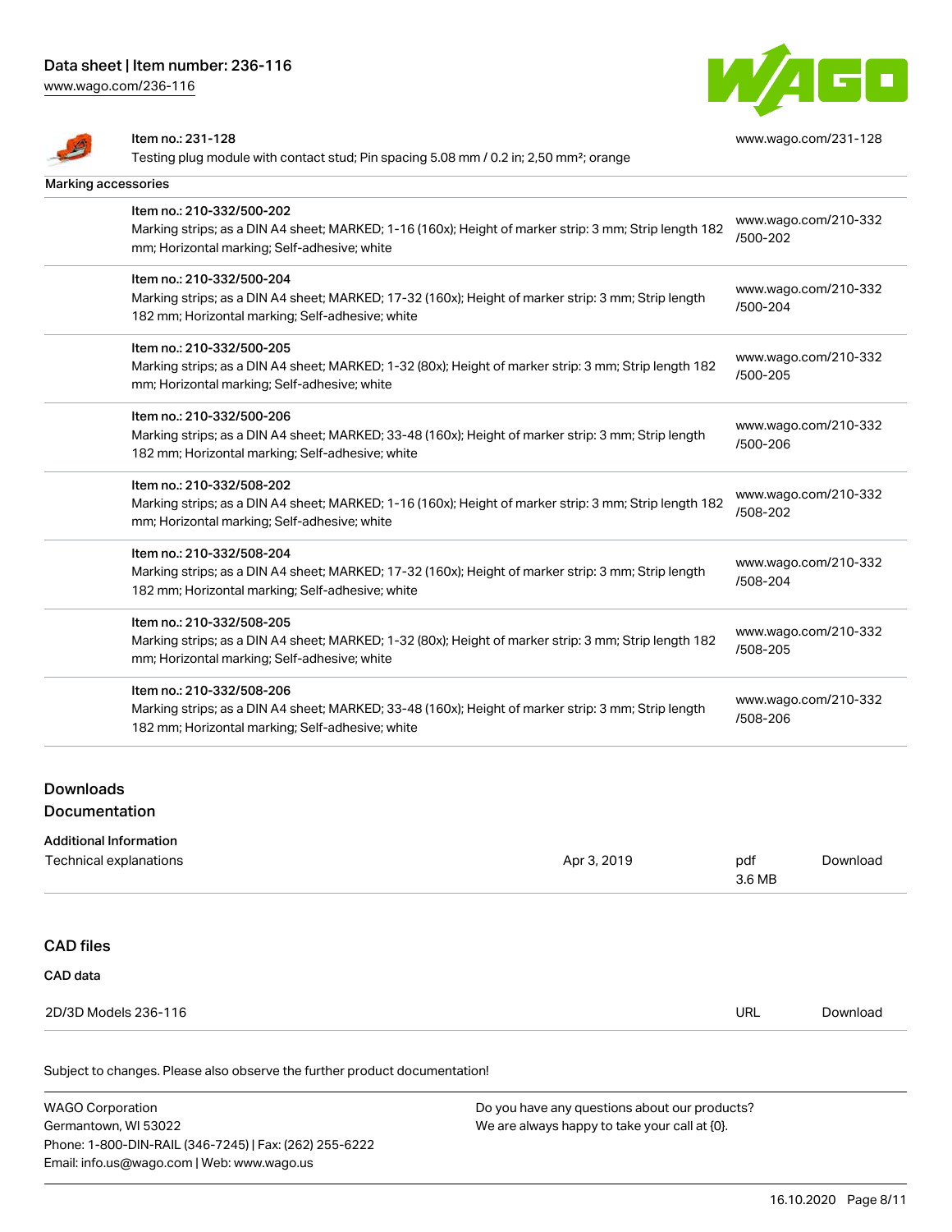| | | |
|---|---|---|
| | Item no.: 231-128<br>Testing plug module with contact stud; Pin spacing 5.08 mm / 0.2 in; 2,50 mm²; orange | www.wago.com/231-128 |

**Marking accessories**

| | | |
|---|---|---|
| | Item no.: 210-332/500-202<br>Marking strips; as a DIN A4 sheet; MARKED; 1-16 (160x); Height of marker strip: 3 mm; Strip length 182 mm; Horizontal marking; Self-adhesive; white | www.wago.com/210-332/500-202 |
| | Item no.: 210-332/500-204<br>Marking strips; as a DIN A4 sheet; MARKED; 17-32 (160x); Height of marker strip: 3 mm; Strip length 182 mm; Horizontal marking; Self-adhesive; white | www.wago.com/210-332/500-204 |
| | Item no.: 210-332/500-205<br>Marking strips; as a DIN A4 sheet; MARKED; 1-32 (80x); Height of marker strip: 3 mm; Strip length 182 mm; Horizontal marking; Self-adhesive; white | www.wago.com/210-332/500-205 |
| | Item no.: 210-332/500-206<br>Marking strips; as a DIN A4 sheet; MARKED; 33-48 (160x); Height of marker strip: 3 mm; Strip length 182 mm; Horizontal marking; Self-adhesive; white | www.wago.com/210-332/500-206 |
| | Item no.: 210-332/508-202<br>Marking strips; as a DIN A4 sheet; MARKED; 1-16 (160x); Height of marker strip: 3 mm; Strip length 182 mm; Horizontal marking; Self-adhesive; white | www.wago.com/210-332/508-202 |
| | Item no.: 210-332/508-204<br>Marking strips; as a DIN A4 sheet; MARKED; 17-32 (160x); Height of marker strip: 3 mm; Strip length 182 mm; Horizontal marking; Self-adhesive; white | www.wago.com/210-332/508-204 |
| | Item no.: 210-332/508-205<br>Marking strips; as a DIN A4 sheet; MARKED; 1-32 (80x); Height of marker strip: 3 mm; Strip length 182 mm; Horizontal marking; Self-adhesive; white | www.wago.com/210-332/508-205 |
| | Item no.: 210-332/508-206<br>Marking strips; as a DIN A4 sheet; MARKED; 33-48 (160x); Height of marker strip: 3 mm; Strip length 182 mm; Horizontal marking; Self-adhesive; white | www.wago.com/210-332/508-206 |

## Downloads

### Documentation

**Additional Information**

| | | | |
|---|---|---|---|
| Technical explanations | Apr 3, 2019 | pdf<br>3.6 MB | Download |

### CAD files

**CAD data**

| | | |
|---|---|---|
| 2D/3D Models 236-116 | URL | Download |

Subject to changes. Please also observe the further product documentation!

WAGO Corporation
Germantown, WI 53022
Phone: 1-800-DIN-RAIL (346-7245) | Fax: (262) 255-6222
Email: info.us@wago.com | Web: www.wago.us

Do you have any questions about our products?
We are always happy to take your call at {0}.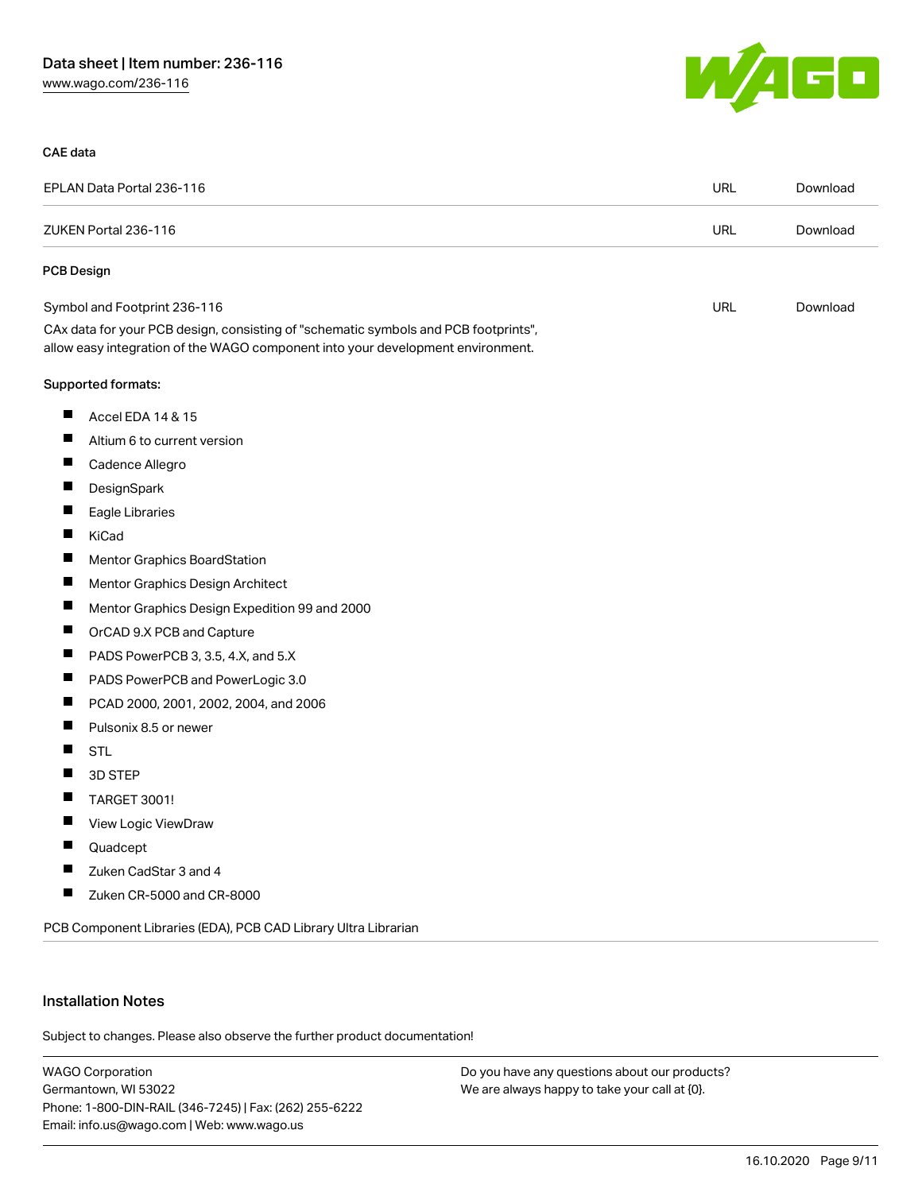### CAE data

| | | |
|---|---|---|
| EPLAN Data Portal 236-116 | URL | Download |
| ZUKEN Portal 236-116 | URL | Download |

### PCB Design

| | | |
|---|---|---|
| Symbol and Footprint 236-116 | URL | Download |

CAx data for your PCB design, consisting of "schematic symbols and PCB footprints", allow easy integration of the WAGO component into your development environment.

Supported formats:

- Accel EDA 14 & 15
- Altium 6 to current version
- Cadence Allegro
- DesignSpark
- Eagle Libraries
- KiCad
- Mentor Graphics BoardStation
- Mentor Graphics Design Architect
- Mentor Graphics Design Expedition 99 and 2000
- OrCAD 9.X PCB and Capture
- PADS PowerPCB 3, 3.5, 4.X, and 5.X
- PADS PowerPCB and PowerLogic 3.0
- PCAD 2000, 2001, 2002, 2004, and 2006
- Pulsonix 8.5 or newer
- STL
- 3D STEP
- TARGET 3001!
- View Logic ViewDraw
- Quadcept
- Zuken CadStar 3 and 4
- Zuken CR-5000 and CR-8000

PCB Component Libraries (EDA), PCB CAD Library Ultra Librarian

## Installation Notes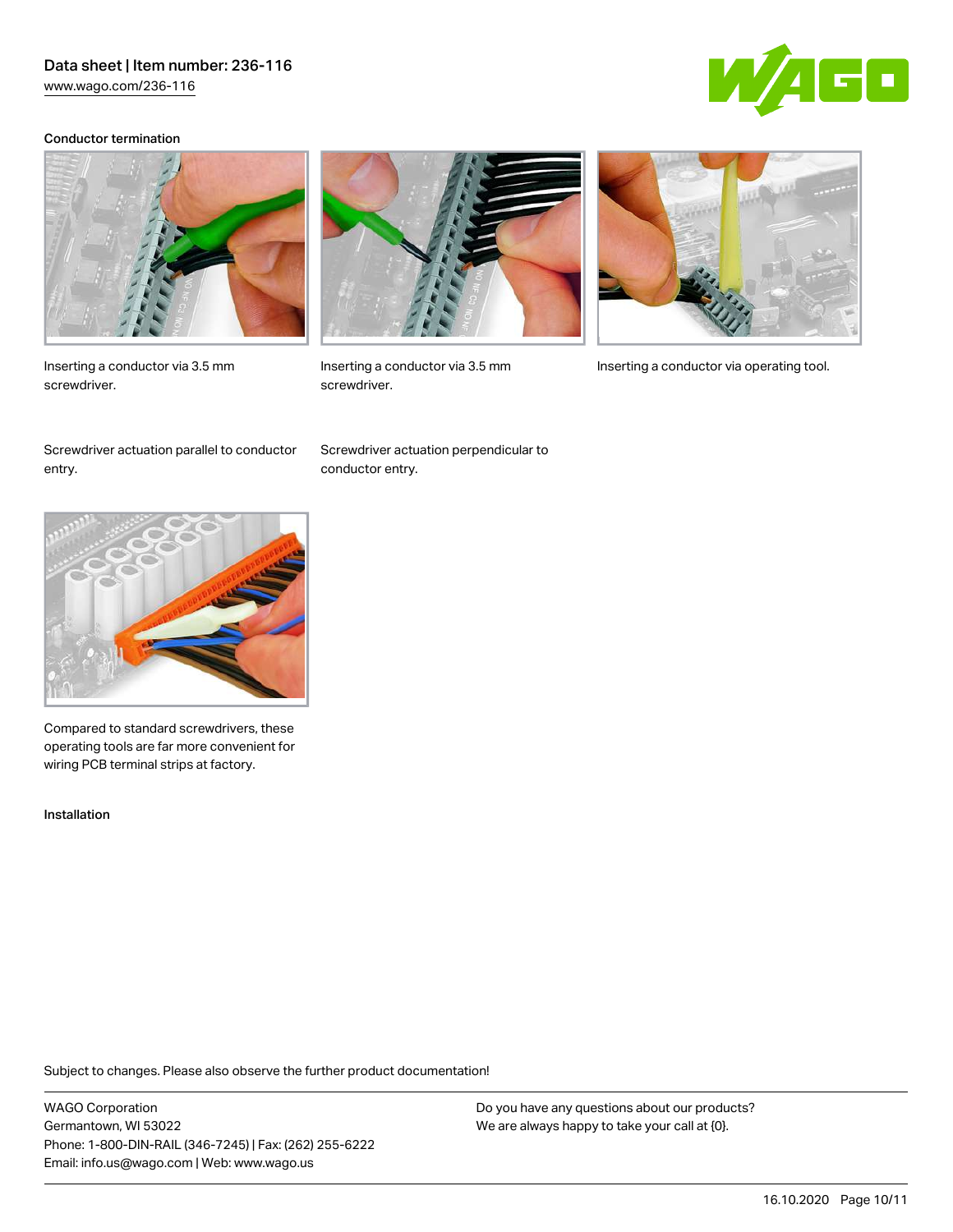### Conductor termination

Inserting a conductor via 3.5 mm screwdriver.

Inserting a conductor via 3.5 mm screwdriver.

Inserting a conductor via operating tool.

Screwdriver actuation parallel to conductor entry.

Screwdriver actuation perpendicular to conductor entry.

Compared to standard screwdrivers, these operating tools are far more convenient for wiring PCB terminal strips at factory.

### Installation

Subject to changes. Please also observe the further product documentation!

WAGO Corporation
Germantown, WI 53022
Phone: 1-800-DIN-RAIL (346-7245) | Fax: (262) 255-6222
Email: info.us@wago.com | Web: www.wago.us

Do you have any questions about our products?
We are always happy to take your call at {0}.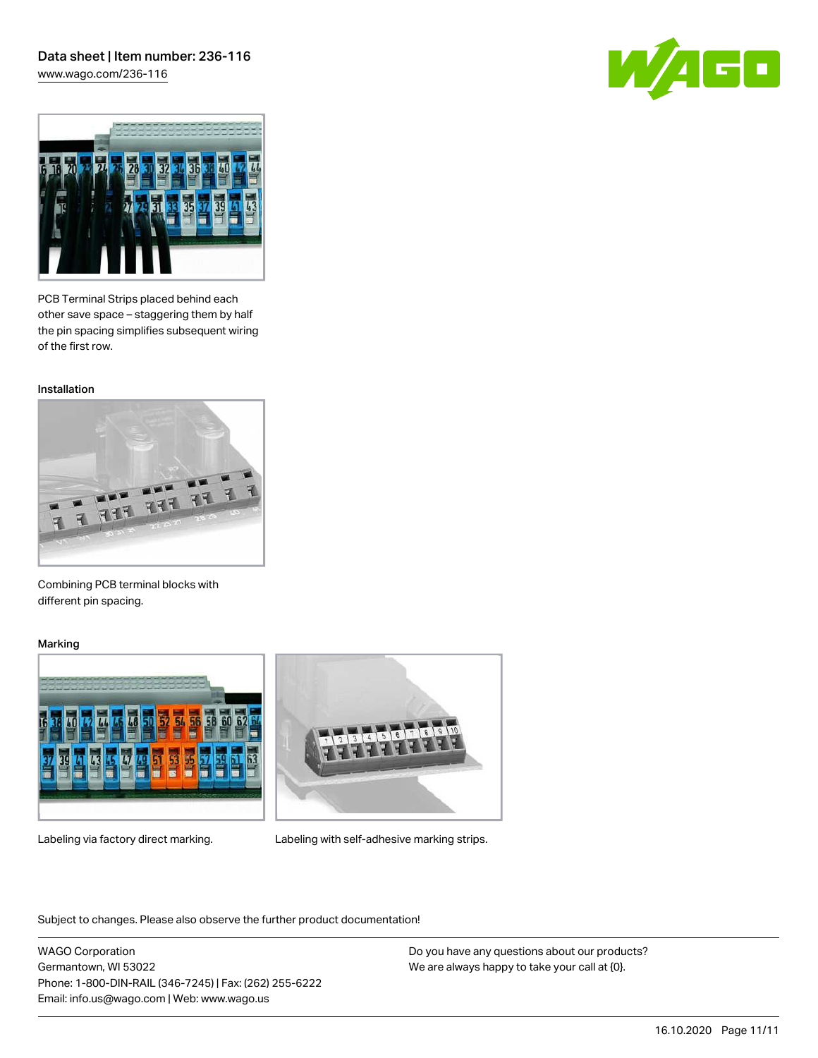PCB Terminal Strips placed behind each other save space – staggering them by half the pin spacing simplifies subsequent wiring of the first row.

## Installation

Combining PCB terminal blocks with different pin spacing.

## Marking

Labeling via factory direct marking.

Labeling with self-adhesive marking strips.

Subject to changes. Please also observe the further product documentation!

WAGO Corporation
Germantown, WI 53022
Phone: 1-800-DIN-RAIL (346-7245) | Fax: (262) 255-6222
Email: info.us@wago.com | Web: www.wago.us

Do you have any questions about our products?
We are always happy to take your call at {0}.